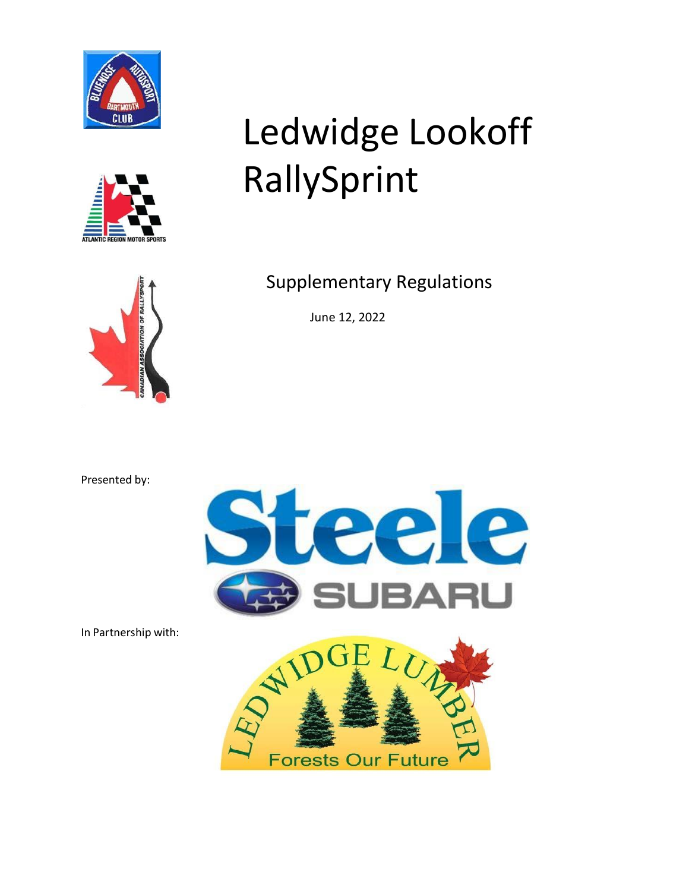# Ledwidge Lookoff RallySprint

## Supplementary Regulations

June 12, 2022

Presented by:

In Partnership with: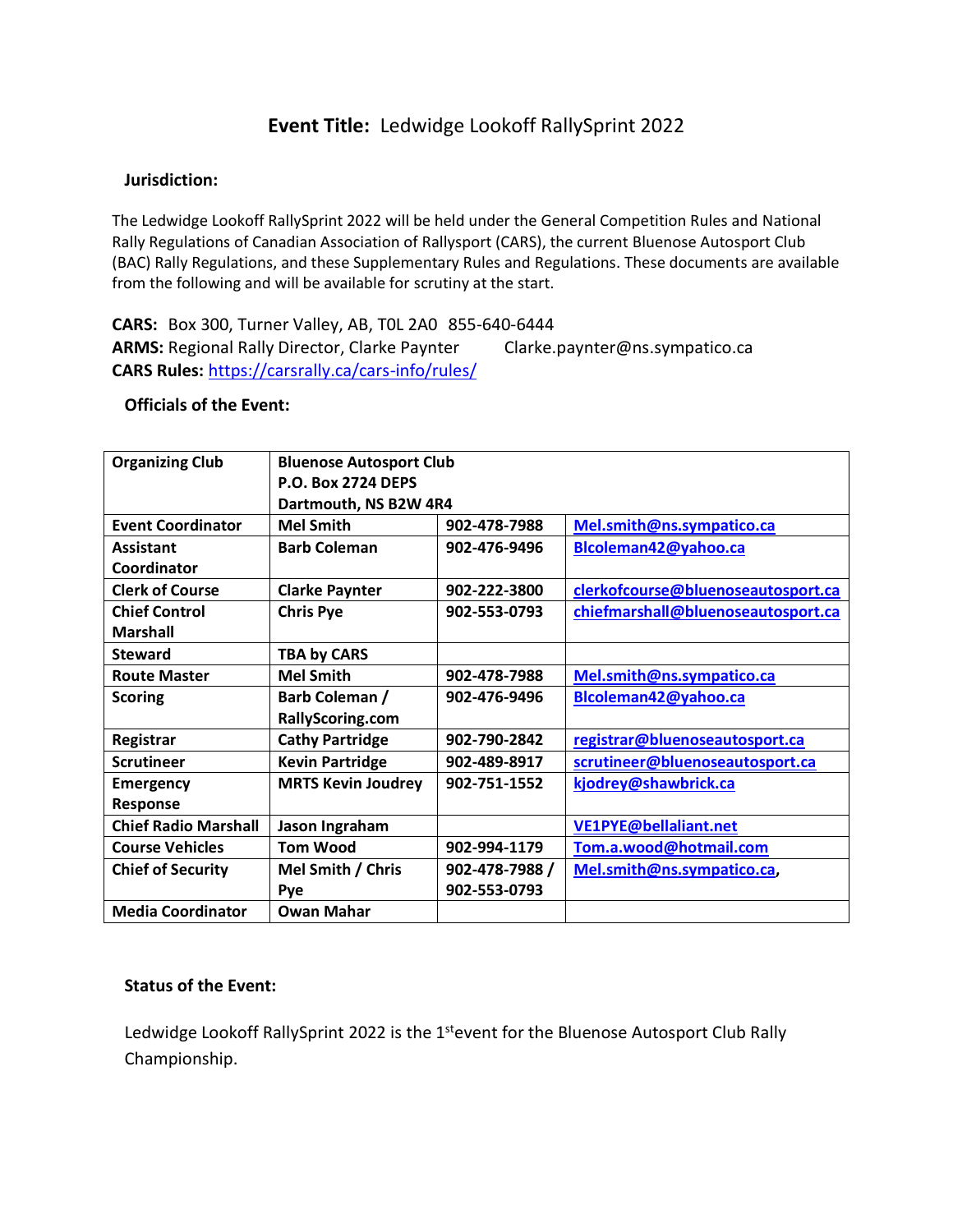# Event Title: Ledwidge Lookoff RallySprint 2022

## Jurisdiction:

The Ledwidge Lookoff RallySprint 2022 will be held under the General Competition Rules and National Rally Regulations of Canadian Association of Rallysport (CARS), the current Bluenose Autosport Club (BAC) Rally Regulations, and these Supplementary Rules and Regulations. These documents are available from the following and will be available for scrutiny at the start.

**CARS:** Box 300, Turner Valley, AB, T0L 2A0 855-640-6444
**ARMS:** Regional Rally Director, Clarke Paynter Clarke.paynter@ns.sympatico.ca
**CARS Rules:** https://carsrally.ca/cars-info/rules/

## Officials of the Event:

| **Organizing Club** | **Bluenose Autosport Club<br>P.O. Box 2724 DEPS<br>Dartmouth, NS B2W 4R4** | | |
|---|---|---|---|
| **Event Coordinator** | **Mel Smith** | **902-478-7988** | **Mel.smith@ns.sympatico.ca** |
| **Assistant Coordinator** | **Barb Coleman** | **902-476-9496** | **Blcoleman42@yahoo.ca** |
| **Clerk of Course** | **Clarke Paynter** | **902-222-3800** | **clerkofcourse@bluenoseautosport.ca** |
| **Chief Control Marshall** | **Chris Pye** | **902-553-0793** | **chiefmarshall@bluenoseautosport.ca** |
| **Steward** | **TBA by CARS** | | |
| **Route Master** | **Mel Smith** | **902-478-7988** | **Mel.smith@ns.sympatico.ca** |
| **Scoring** | **Barb Coleman / RallyScoring.com** | **902-476-9496** | **Blcoleman42@yahoo.ca** |
| **Registrar** | **Cathy Partridge** | **902-790-2842** | **registrar@bluenoseautosport.ca** |
| **Scrutineer** | **Kevin Partridge** | **902-489-8917** | **scrutineer@bluenoseautosport.ca** |
| **Emergency Response** | **MRTS Kevin Joudrey** | **902-751-1552** | **kjodrey@shawbrick.ca** |
| **Chief Radio Marshall** | **Jason Ingraham** | | **VE1PYE@bellaliant.net** |
| **Course Vehicles** | **Tom Wood** | **902-994-1179** | **Tom.a.wood@hotmail.com** |
| **Chief of Security** | **Mel Smith / Chris Pye** | **902-478-7988 / 902-553-0793** | **Mel.smith@ns.sympatico.ca,** |
| **Media Coordinator** | **Owan Mahar** | | |

## Status of the Event:

Ledwidge Lookoff RallySprint 2022 is the 1st event for the Bluenose Autosport Club Rally Championship.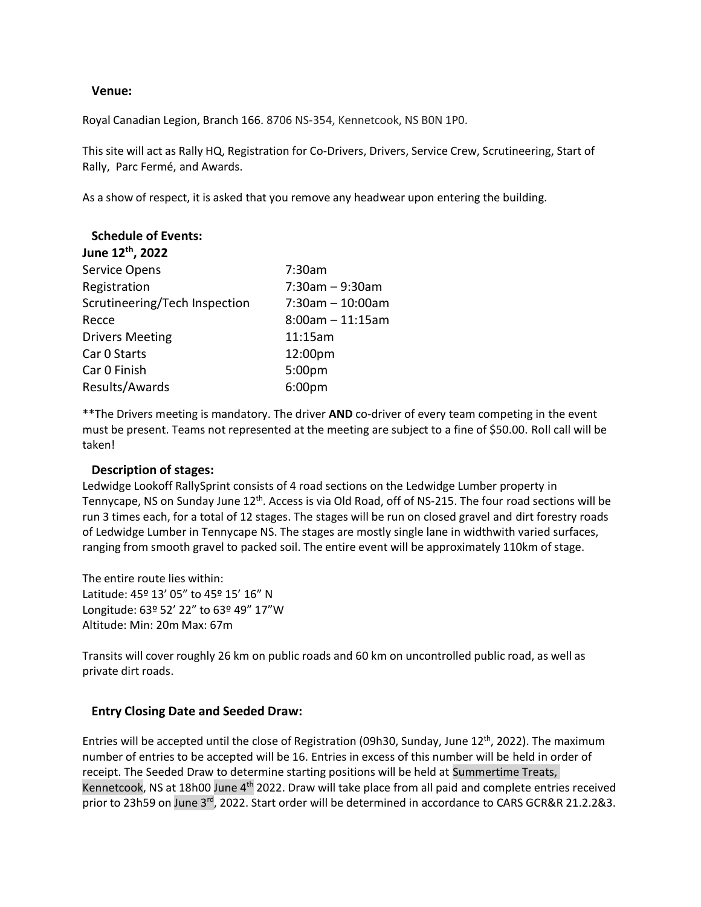## Venue:

Royal Canadian Legion, Branch 166. 8706 NS-354, Kennetcook, NS B0N 1P0.

This site will act as Rally HQ, Registration for Co-Drivers, Drivers, Service Crew, Scrutineering, Start of Rally, Parc Fermé, and Awards.

As a show of respect, it is asked that you remove any headwear upon entering the building.

## Schedule of Events:

**June 12th, 2022**

| | |
|---|---|
| Service Opens | 7:30am |
| Registration | 7:30am – 9:30am |
| Scrutineering/Tech Inspection | 7:30am – 10:00am |
| Recce | 8:00am – 11:15am |
| Drivers Meeting | 11:15am |
| Car 0 Starts | 12:00pm |
| Car 0 Finish | 5:00pm |
| Results/Awards | 6:00pm |

**The Drivers meeting is mandatory. The driver **AND** co-driver of every team competing in the event must be present. Teams not represented at the meeting are subject to a fine of $50.00. Roll call will be taken!

## Description of stages:

Ledwidge Lookoff RallySprint consists of 4 road sections on the Ledwidge Lumber property in Tennycape, NS on Sunday June 12th. Access is via Old Road, off of NS-215. The four road sections will be run 3 times each, for a total of 12 stages. The stages will be run on closed gravel and dirt forestry roads of Ledwidge Lumber in Tennycape NS. The stages are mostly single lane in widthwith varied surfaces, ranging from smooth gravel to packed soil. The entire event will be approximately 110km of stage.

The entire route lies within:
Latitude: 45º 13' 05" to 45º 15' 16" N
Longitude: 63º 52' 22" to 63º 49" 17"W
Altitude: Min: 20m Max: 67m

Transits will cover roughly 26 km on public roads and 60 km on uncontrolled public road, as well as private dirt roads.

## Entry Closing Date and Seeded Draw:

Entries will be accepted until the close of Registration (09h30, Sunday, June 12th, 2022). The maximum number of entries to be accepted will be 16. Entries in excess of this number will be held in order of receipt. The Seeded Draw to determine starting positions will be held at Summertime Treats, Kennetcook, NS at 18h00 June 4th 2022. Draw will take place from all paid and complete entries received prior to 23h59 on June 3rd, 2022. Start order will be determined in accordance to CARS GCR&R 21.2.2&3.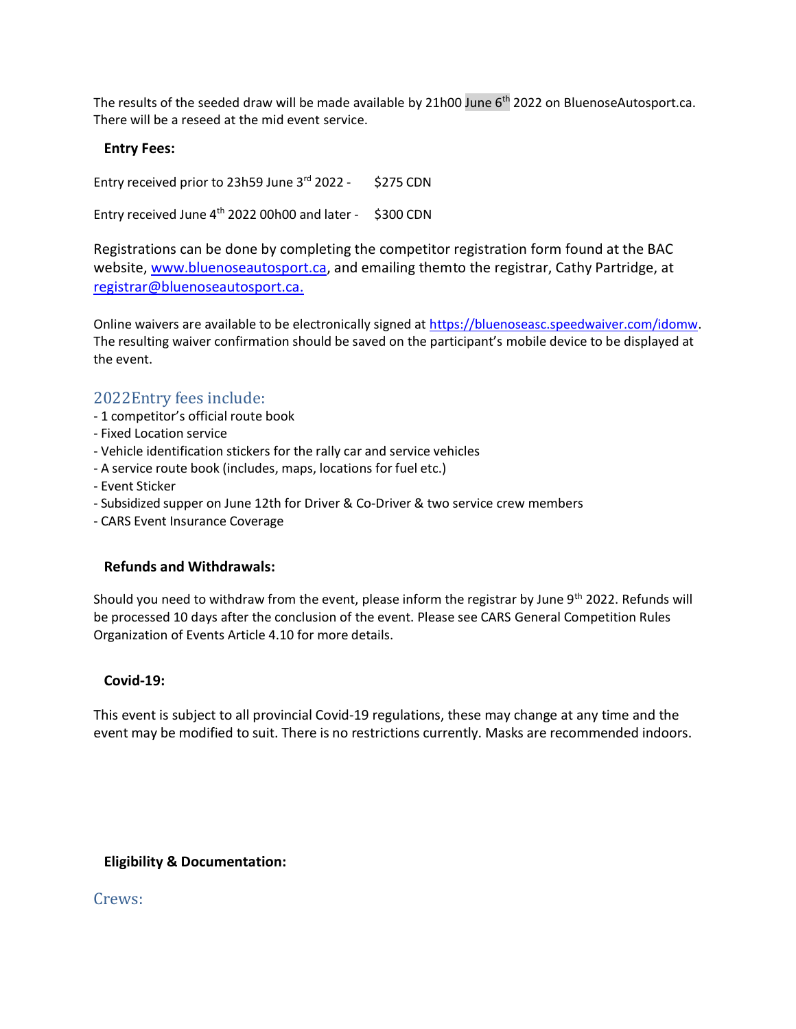The results of the seeded draw will be made available by 21h00 June 6th 2022 on BluenoseAutosport.ca. There will be a reseed at the mid event service.

**Entry Fees:**

Entry received prior to 23h59 June 3rd 2022 - $275 CDN

Entry received June 4th 2022 00h00 and later - $300 CDN

Registrations can be done by completing the competitor registration form found at the BAC website, www.bluenoseautosport.ca, and emailing themto the registrar, Cathy Partridge, at registrar@bluenoseautosport.ca.

Online waivers are available to be electronically signed at https://bluenoseasc.speedwaiver.com/idomw. The resulting waiver confirmation should be saved on the participant's mobile device to be displayed at the event.

## 2022Entry fees include:

- 1 competitor's official route book
- Fixed Location service
- Vehicle identification stickers for the rally car and service vehicles
- A service route book (includes, maps, locations for fuel etc.)
- Event Sticker
- Subsidized supper on June 12th for Driver & Co-Driver & two service crew members
- CARS Event Insurance Coverage

**Refunds and Withdrawals:**

Should you need to withdraw from the event, please inform the registrar by June 9th 2022. Refunds will be processed 10 days after the conclusion of the event. Please see CARS General Competition Rules Organization of Events Article 4.10 for more details.

**Covid-19:**

This event is subject to all provincial Covid-19 regulations, these may change at any time and the event may be modified to suit. There is no restrictions currently. Masks are recommended indoors.

**Eligibility & Documentation:**

## Crews: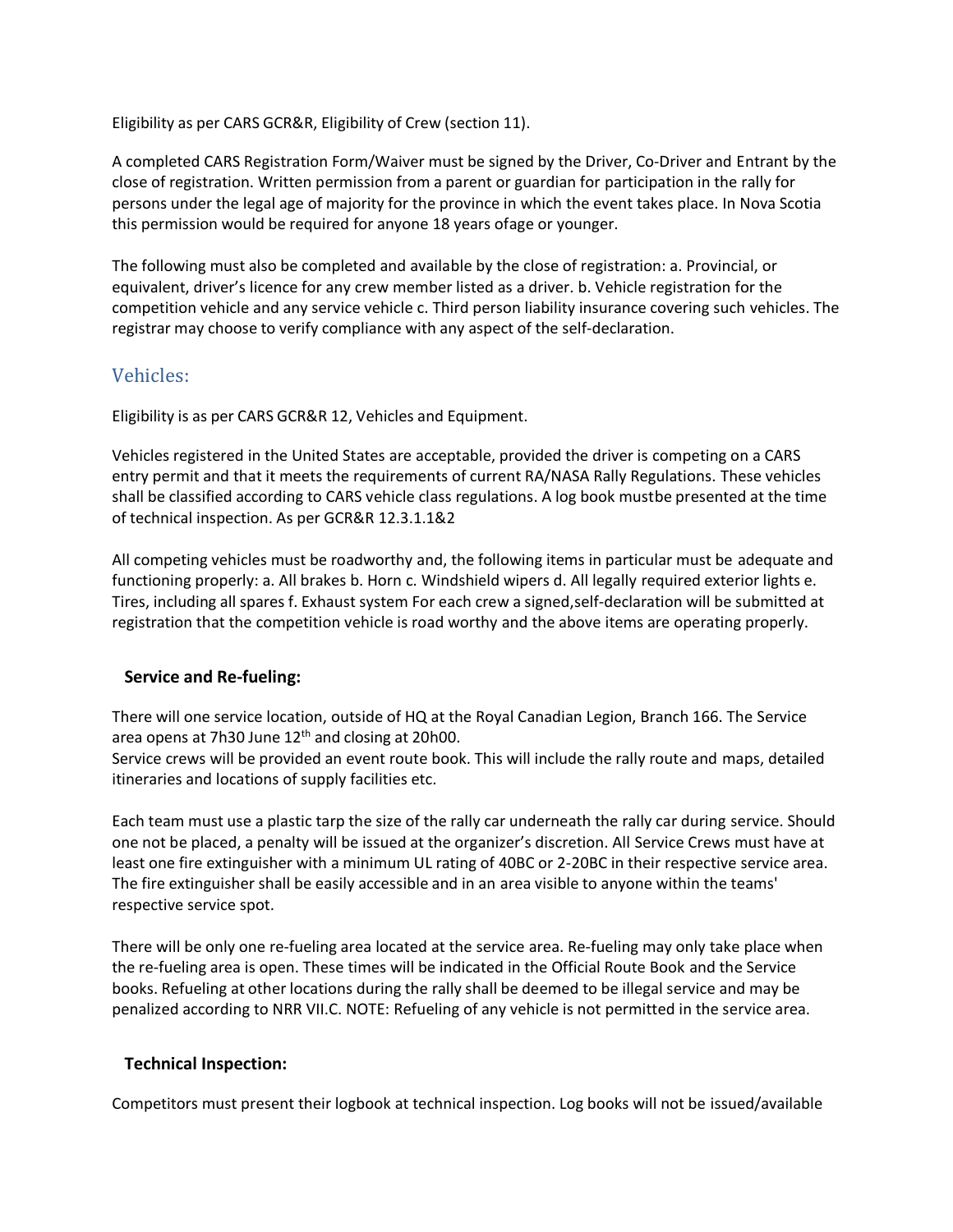Eligibility as per CARS GCR&R, Eligibility of Crew (section 11).

A completed CARS Registration Form/Waiver must be signed by the Driver, Co-Driver and Entrant by the close of registration. Written permission from a parent or guardian for participation in the rally for persons under the legal age of majority for the province in which the event takes place. In Nova Scotia this permission would be required for anyone 18 years ofage or younger.

The following must also be completed and available by the close of registration: a. Provincial, or equivalent, driver's licence for any crew member listed as a driver. b. Vehicle registration for the competition vehicle and any service vehicle c. Third person liability insurance covering such vehicles. The registrar may choose to verify compliance with any aspect of the self-declaration.

## Vehicles:

Eligibility is as per CARS GCR&R 12, Vehicles and Equipment.

Vehicles registered in the United States are acceptable, provided the driver is competing on a CARS entry permit and that it meets the requirements of current RA/NASA Rally Regulations. These vehicles shall be classified according to CARS vehicle class regulations. A log book mustbe presented at the time of technical inspection. As per GCR&R 12.3.1.1&2

All competing vehicles must be roadworthy and, the following items in particular must be adequate and functioning properly: a. All brakes b. Horn c. Windshield wipers d. All legally required exterior lights e. Tires, including all spares f. Exhaust system For each crew a signed,self-declaration will be submitted at registration that the competition vehicle is road worthy and the above items are operating properly.

### Service and Re-fueling:

There will one service location, outside of HQ at the Royal Canadian Legion, Branch 166. The Service area opens at 7h30 June 12th and closing at 20h00.
Service crews will be provided an event route book. This will include the rally route and maps, detailed itineraries and locations of supply facilities etc.

Each team must use a plastic tarp the size of the rally car underneath the rally car during service. Should one not be placed, a penalty will be issued at the organizer's discretion. All Service Crews must have at least one fire extinguisher with a minimum UL rating of 40BC or 2-20BC in their respective service area. The fire extinguisher shall be easily accessible and in an area visible to anyone within the teams' respective service spot.

There will be only one re-fueling area located at the service area. Re-fueling may only take place when the re-fueling area is open. These times will be indicated in the Official Route Book and the Service books. Refueling at other locations during the rally shall be deemed to be illegal service and may be penalized according to NRR VII.C. NOTE: Refueling of any vehicle is not permitted in the service area.

### Technical Inspection:

Competitors must present their logbook at technical inspection. Log books will not be issued/available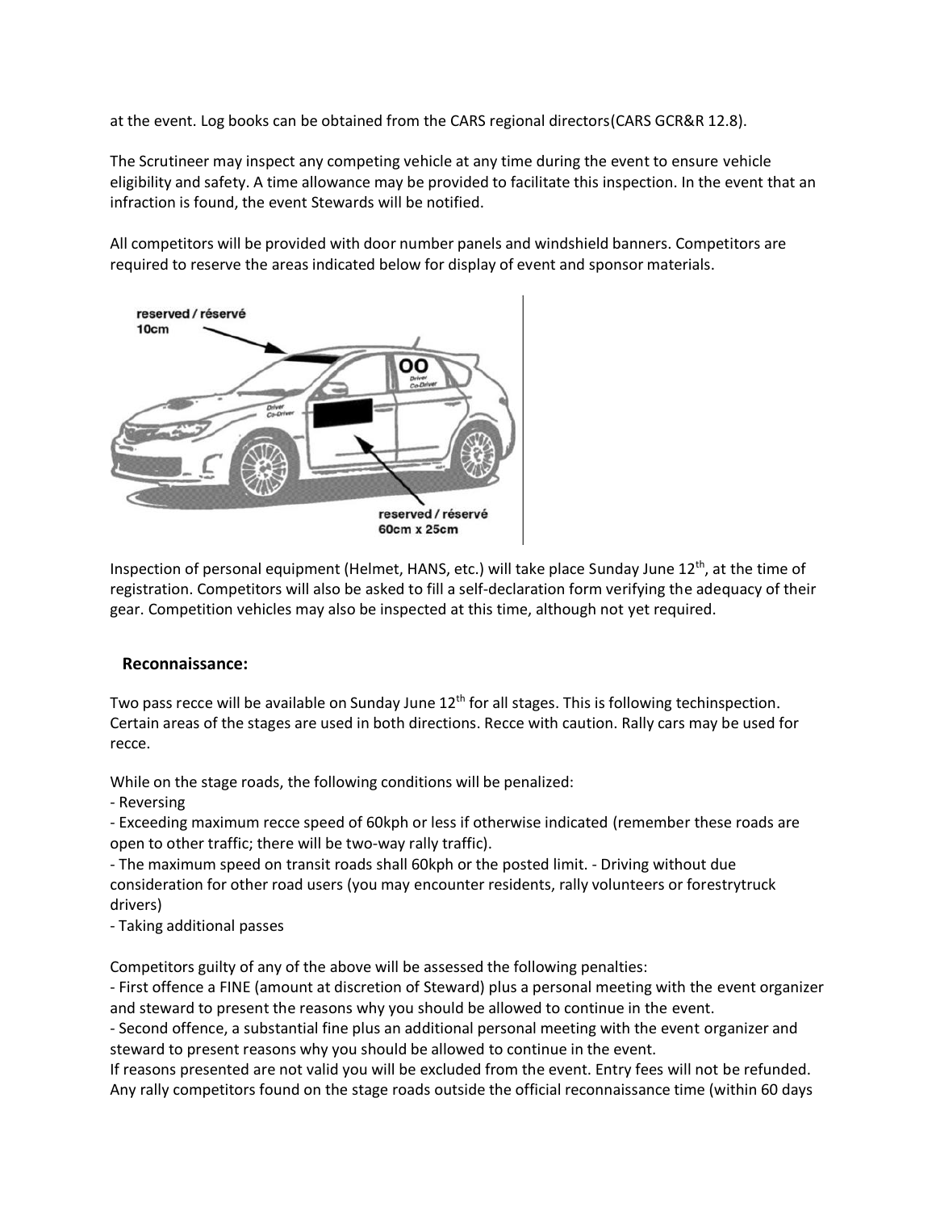at the event. Log books can be obtained from the CARS regional directors(CARS GCR&R 12.8).

The Scrutineer may inspect any competing vehicle at any time during the event to ensure vehicle eligibility and safety. A time allowance may be provided to facilitate this inspection. In the event that an infraction is found, the event Stewards will be notified.

All competitors will be provided with door number panels and windshield banners. Competitors are required to reserve the areas indicated below for display of event and sponsor materials.

reserved / réservé 10cm

reserved / réservé 60cm x 25cm

Inspection of personal equipment (Helmet, HANS, etc.) will take place Sunday June 12th, at the time of registration. Competitors will also be asked to fill a self-declaration form verifying the adequacy of their gear. Competition vehicles may also be inspected at this time, although not yet required.

## Reconnaissance:

Two pass recce will be available on Sunday June 12th for all stages. This is following techinspection. Certain areas of the stages are used in both directions. Recce with caution. Rally cars may be used for recce.

While on the stage roads, the following conditions will be penalized:

- Reversing
- Exceeding maximum recce speed of 60kph or less if otherwise indicated (remember these roads are open to other traffic; there will be two-way rally traffic).
- The maximum speed on transit roads shall 60kph or the posted limit. - Driving without due consideration for other road users (you may encounter residents, rally volunteers or forestrytruck drivers)
- Taking additional passes

Competitors guilty of any of the above will be assessed the following penalties:

- First offence a FINE (amount at discretion of Steward) plus a personal meeting with the event organizer and steward to present the reasons why you should be allowed to continue in the event.
- Second offence, a substantial fine plus an additional personal meeting with the event organizer and steward to present reasons why you should be allowed to continue in the event.

If reasons presented are not valid you will be excluded from the event. Entry fees will not be refunded. Any rally competitors found on the stage roads outside the official reconnaissance time (within 60 days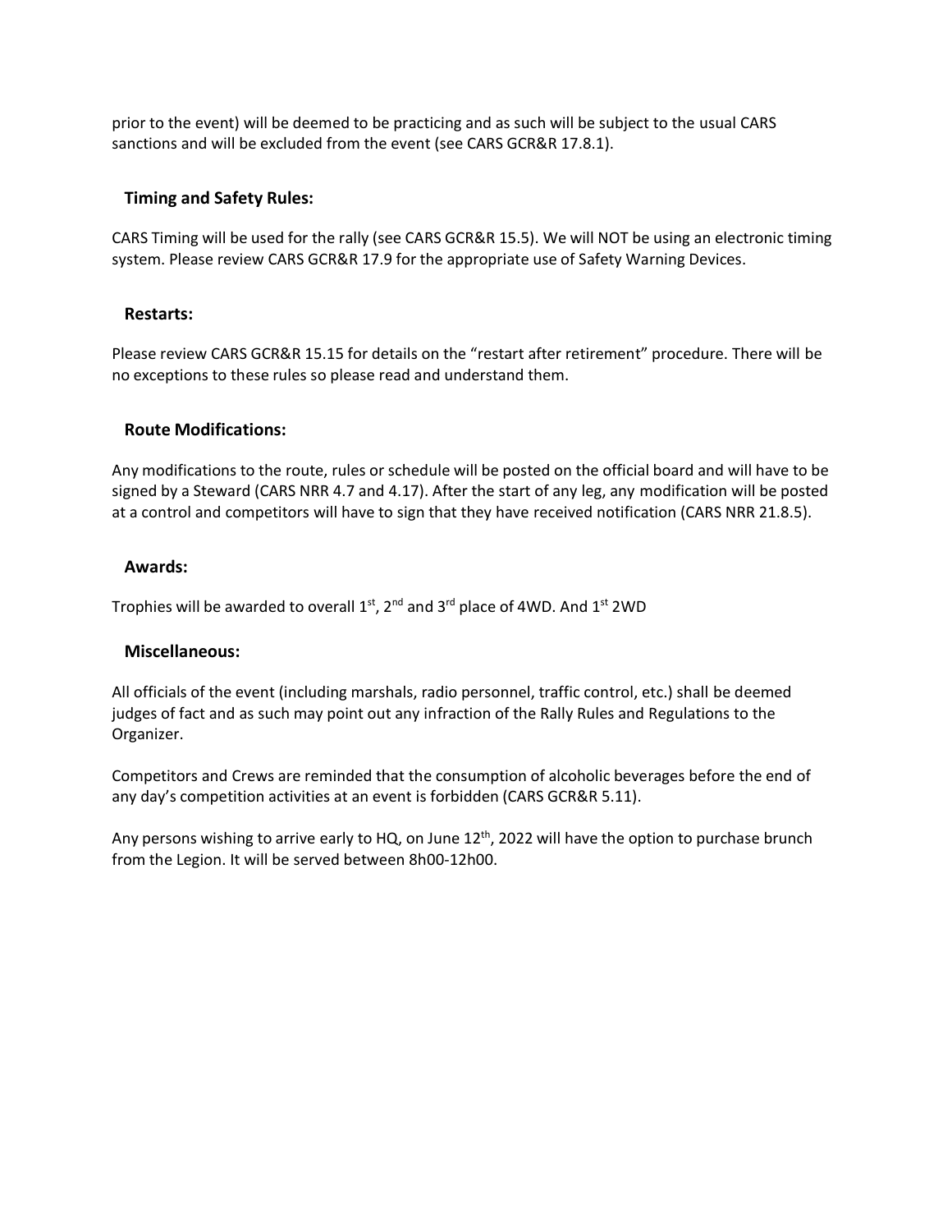prior to the event) will be deemed to be practicing and as such will be subject to the usual CARS sanctions and will be excluded from the event (see CARS GCR&R 17.8.1).

## Timing and Safety Rules:

CARS Timing will be used for the rally (see CARS GCR&R 15.5). We will NOT be using an electronic timing system. Please review CARS GCR&R 17.9 for the appropriate use of Safety Warning Devices.

## Restarts:

Please review CARS GCR&R 15.15 for details on the "restart after retirement" procedure. There will be no exceptions to these rules so please read and understand them.

## Route Modifications:

Any modifications to the route, rules or schedule will be posted on the official board and will have to be signed by a Steward (CARS NRR 4.7 and 4.17). After the start of any leg, any modification will be posted at a control and competitors will have to sign that they have received notification (CARS NRR 21.8.5).

## Awards:

Trophies will be awarded to overall 1st, 2nd and 3rd place of 4WD. And 1st 2WD

## Miscellaneous:

All officials of the event (including marshals, radio personnel, traffic control, etc.) shall be deemed judges of fact and as such may point out any infraction of the Rally Rules and Regulations to the Organizer.

Competitors and Crews are reminded that the consumption of alcoholic beverages before the end of any day's competition activities at an event is forbidden (CARS GCR&R 5.11).

Any persons wishing to arrive early to HQ, on June 12th, 2022 will have the option to purchase brunch from the Legion. It will be served between 8h00-12h00.